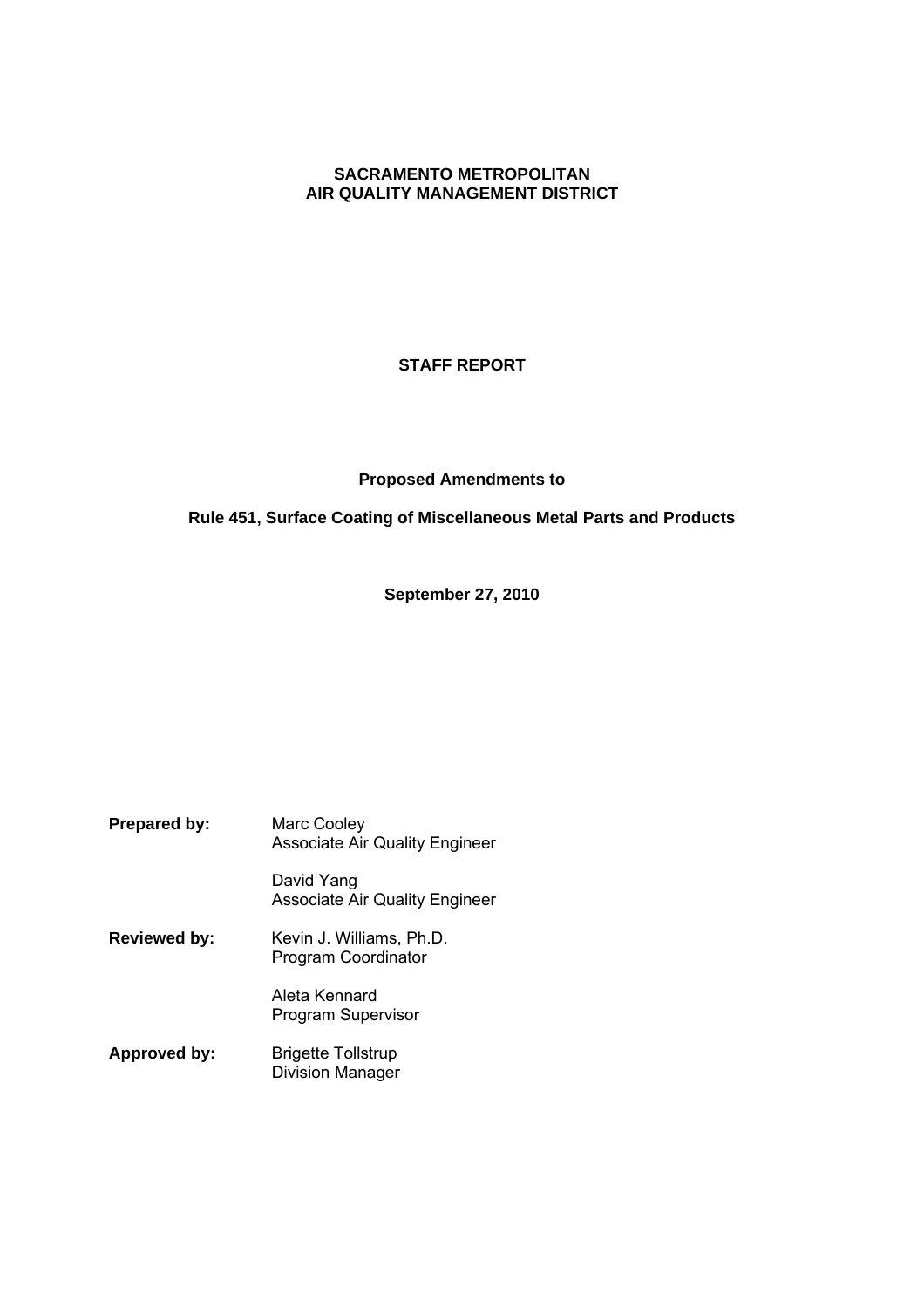**SACRAMENTO METROPOLITAN**
**AIR QUALITY MANAGEMENT DISTRICT**

# STAFF REPORT

## Proposed Amendments to

## Rule 451, Surface Coating of Miscellaneous Metal Parts and Products

**September 27, 2010**

| | |
|---|---|
| **Prepared by:** | Marc Cooley<br>Associate Air Quality Engineer |
| | David Yang<br>Associate Air Quality Engineer |
| **Reviewed by:** | Kevin J. Williams, Ph.D.<br>Program Coordinator |
| | Aleta Kennard<br>Program Supervisor |
| **Approved by:** | Brigette Tollstrup<br>Division Manager |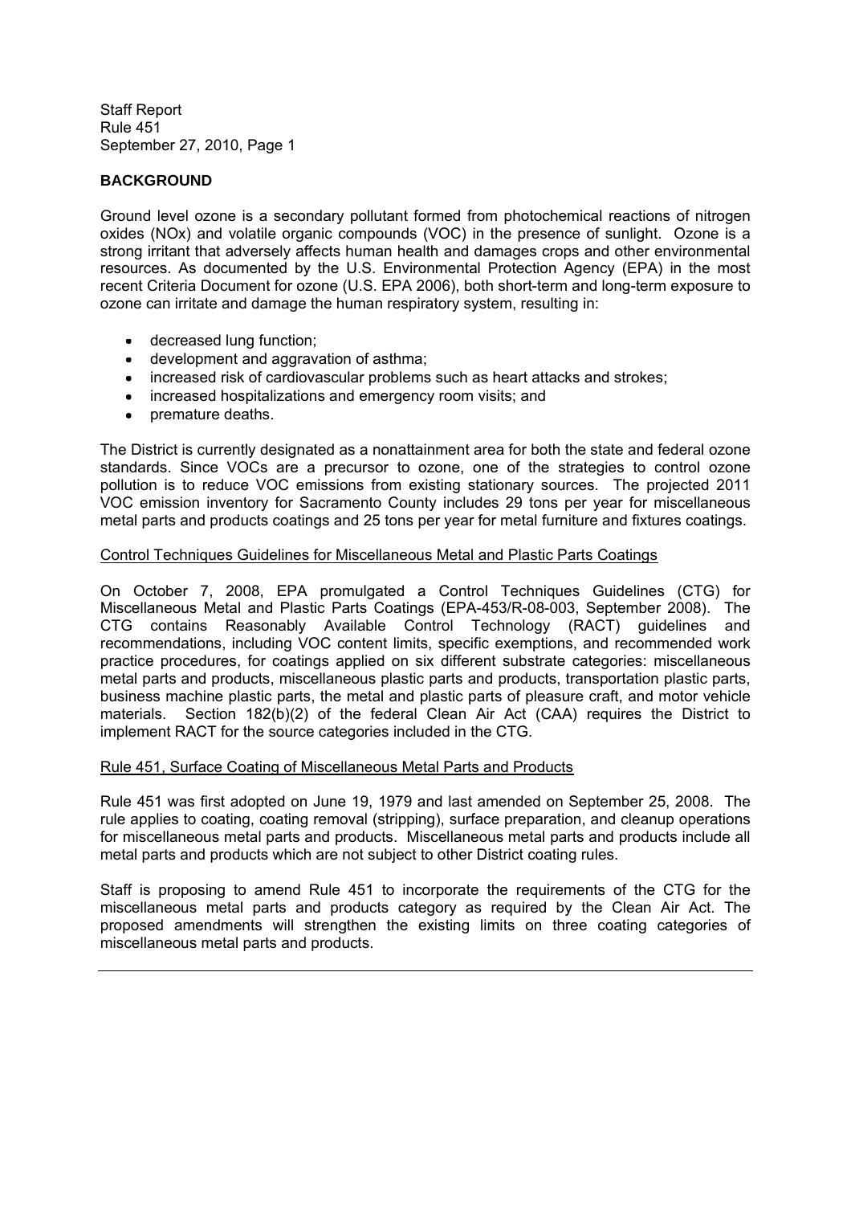## BACKGROUND

Ground level ozone is a secondary pollutant formed from photochemical reactions of nitrogen oxides (NOx) and volatile organic compounds (VOC) in the presence of sunlight. Ozone is a strong irritant that adversely affects human health and damages crops and other environmental resources. As documented by the U.S. Environmental Protection Agency (EPA) in the most recent Criteria Document for ozone (U.S. EPA 2006), both short-term and long-term exposure to ozone can irritate and damage the human respiratory system, resulting in:

- decreased lung function;
- development and aggravation of asthma;
- increased risk of cardiovascular problems such as heart attacks and strokes;
- increased hospitalizations and emergency room visits; and
- premature deaths.

The District is currently designated as a nonattainment area for both the state and federal ozone standards. Since VOCs are a precursor to ozone, one of the strategies to control ozone pollution is to reduce VOC emissions from existing stationary sources. The projected 2011 VOC emission inventory for Sacramento County includes 29 tons per year for miscellaneous metal parts and products coatings and 25 tons per year for metal furniture and fixtures coatings.

### Control Techniques Guidelines for Miscellaneous Metal and Plastic Parts Coatings

On October 7, 2008, EPA promulgated a Control Techniques Guidelines (CTG) for Miscellaneous Metal and Plastic Parts Coatings (EPA-453/R-08-003, September 2008). The CTG contains Reasonably Available Control Technology (RACT) guidelines and recommendations, including VOC content limits, specific exemptions, and recommended work practice procedures, for coatings applied on six different substrate categories: miscellaneous metal parts and products, miscellaneous plastic parts and products, transportation plastic parts, business machine plastic parts, the metal and plastic parts of pleasure craft, and motor vehicle materials. Section 182(b)(2) of the federal Clean Air Act (CAA) requires the District to implement RACT for the source categories included in the CTG.

### Rule 451, Surface Coating of Miscellaneous Metal Parts and Products

Rule 451 was first adopted on June 19, 1979 and last amended on September 25, 2008. The rule applies to coating, coating removal (stripping), surface preparation, and cleanup operations for miscellaneous metal parts and products. Miscellaneous metal parts and products include all metal parts and products which are not subject to other District coating rules.

Staff is proposing to amend Rule 451 to incorporate the requirements of the CTG for the miscellaneous metal parts and products category as required by the Clean Air Act. The proposed amendments will strengthen the existing limits on three coating categories of miscellaneous metal parts and products.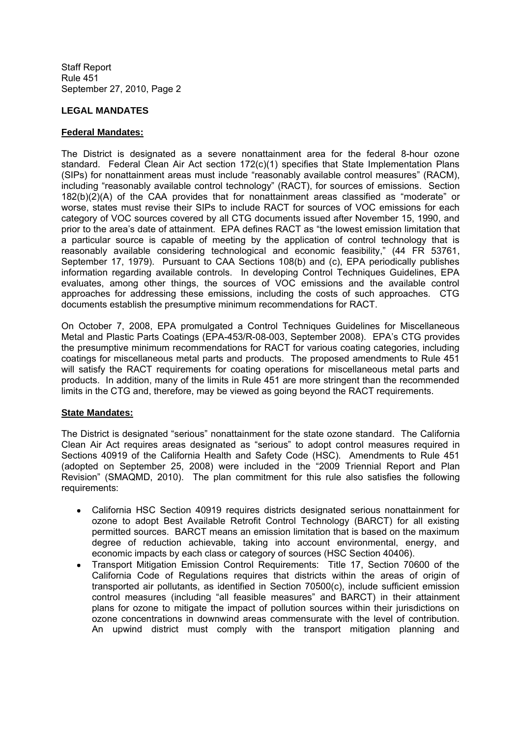## LEGAL MANDATES

### Federal Mandates:

The District is designated as a severe nonattainment area for the federal 8-hour ozone standard. Federal Clean Air Act section 172(c)(1) specifies that State Implementation Plans (SIPs) for nonattainment areas must include "reasonably available control measures" (RACM), including "reasonably available control technology" (RACT), for sources of emissions. Section 182(b)(2)(A) of the CAA provides that for nonattainment areas classified as "moderate" or worse, states must revise their SIPs to include RACT for sources of VOC emissions for each category of VOC sources covered by all CTG documents issued after November 15, 1990, and prior to the area's date of attainment. EPA defines RACT as "the lowest emission limitation that a particular source is capable of meeting by the application of control technology that is reasonably available considering technological and economic feasibility," (44 FR 53761, September 17, 1979). Pursuant to CAA Sections 108(b) and (c), EPA periodically publishes information regarding available controls. In developing Control Techniques Guidelines, EPA evaluates, among other things, the sources of VOC emissions and the available control approaches for addressing these emissions, including the costs of such approaches. CTG documents establish the presumptive minimum recommendations for RACT.

On October 7, 2008, EPA promulgated a Control Techniques Guidelines for Miscellaneous Metal and Plastic Parts Coatings (EPA-453/R-08-003, September 2008). EPA's CTG provides the presumptive minimum recommendations for RACT for various coating categories, including coatings for miscellaneous metal parts and products. The proposed amendments to Rule 451 will satisfy the RACT requirements for coating operations for miscellaneous metal parts and products. In addition, many of the limits in Rule 451 are more stringent than the recommended limits in the CTG and, therefore, may be viewed as going beyond the RACT requirements.

### State Mandates:

The District is designated "serious" nonattainment for the state ozone standard. The California Clean Air Act requires areas designated as "serious" to adopt control measures required in Sections 40919 of the California Health and Safety Code (HSC). Amendments to Rule 451 (adopted on September 25, 2008) were included in the "2009 Triennial Report and Plan Revision" (SMAQMD, 2010). The plan commitment for this rule also satisfies the following requirements:

- California HSC Section 40919 requires districts designated serious nonattainment for ozone to adopt Best Available Retrofit Control Technology (BARCT) for all existing permitted sources. BARCT means an emission limitation that is based on the maximum degree of reduction achievable, taking into account environmental, energy, and economic impacts by each class or category of sources (HSC Section 40406).
- Transport Mitigation Emission Control Requirements: Title 17, Section 70600 of the California Code of Regulations requires that districts within the areas of origin of transported air pollutants, as identified in Section 70500(c), include sufficient emission control measures (including "all feasible measures" and BARCT) in their attainment plans for ozone to mitigate the impact of pollution sources within their jurisdictions on ozone concentrations in downwind areas commensurate with the level of contribution. An upwind district must comply with the transport mitigation planning and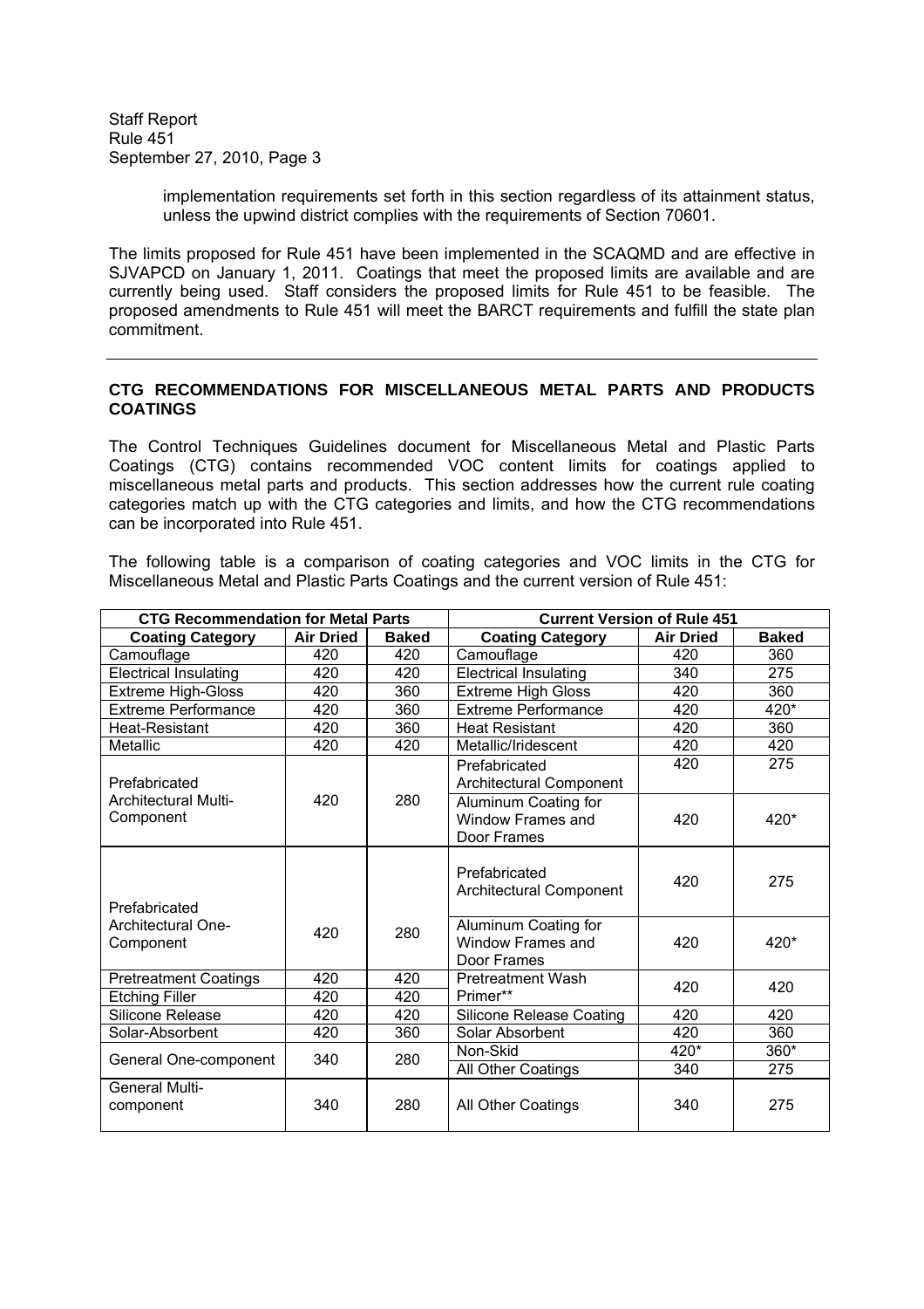implementation requirements set forth in this section regardless of its attainment status, unless the upwind district complies with the requirements of Section 70601.

The limits proposed for Rule 451 have been implemented in the SCAQMD and are effective in SJVAPCD on January 1, 2011. Coatings that meet the proposed limits are available and are currently being used. Staff considers the proposed limits for Rule 451 to be feasible. The proposed amendments to Rule 451 will meet the BARCT requirements and fulfill the state plan commitment.

---

## CTG RECOMMENDATIONS FOR MISCELLANEOUS METAL PARTS AND PRODUCTS COATINGS

The Control Techniques Guidelines document for Miscellaneous Metal and Plastic Parts Coatings (CTG) contains recommended VOC content limits for coatings applied to miscellaneous metal parts and products. This section addresses how the current rule coating categories match up with the CTG categories and limits, and how the CTG recommendations can be incorporated into Rule 451.

The following table is a comparison of coating categories and VOC limits in the CTG for Miscellaneous Metal and Plastic Parts Coatings and the current version of Rule 451:

| CTG Recommendation for Metal Parts | | | Current Version of Rule 451 | | |
|---|---|---|---|---|---|
| **Coating Category** | **Air Dried** | **Baked** | **Coating Category** | **Air Dried** | **Baked** |
| Camouflage | 420 | 420 | Camouflage | 420 | 360 |
| Electrical Insulating | 420 | 420 | Electrical Insulating | 340 | 275 |
| Extreme High-Gloss | 420 | 360 | Extreme High Gloss | 420 | 360 |
| Extreme Performance | 420 | 360 | Extreme Performance | 420 | 420* |
| Heat-Resistant | 420 | 360 | Heat Resistant | 420 | 360 |
| Metallic | 420 | 420 | Metallic/Iridescent | 420 | 420 |
| Prefabricated Architectural Multi-Component | 420 | 280 | Prefabricated Architectural Component | 420 | 275 |
| | | | Aluminum Coating for Window Frames and Door Frames | 420 | 420* |
| Prefabricated Architectural One-Component | 420 | 280 | Prefabricated Architectural Component | 420 | 275 |
| | | | Aluminum Coating for Window Frames and Door Frames | 420 | 420* |
| Pretreatment Coatings | 420 | 420 | Pretreatment Wash Primer** | 420 | 420 |
| Etching Filler | 420 | 420 | | | |
| Silicone Release | 420 | 420 | Silicone Release Coating | 420 | 420 |
| Solar-Absorbent | 420 | 360 | Solar Absorbent | 420 | 360 |
| General One-component | 340 | 280 | Non-Skid | 420* | 360* |
| | | | All Other Coatings | 340 | 275 |
| General Multi-component | 340 | 280 | All Other Coatings | 340 | 275 |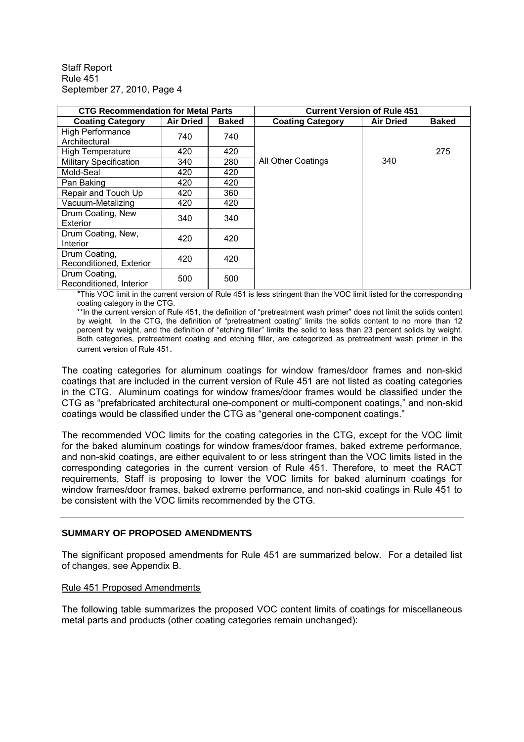| CTG Recommendation for Metal Parts | | | Current Version of Rule 451 | | |
|---|---|---|---|---|---|
| Coating Category | Air Dried | Baked | Coating Category | Air Dried | Baked |
| High Performance Architectural | 740 | 740 | All Other Coatings | 340 | 275 |
| High Temperature | 420 | 420 | | | |
| Military Specification | 340 | 280 | | | |
| Mold-Seal | 420 | 420 | | | |
| Pan Baking | 420 | 420 | | | |
| Repair and Touch Up | 420 | 360 | | | |
| Vacuum-Metalizing | 420 | 420 | | | |
| Drum Coating, New Exterior | 340 | 340 | | | |
| Drum Coating, New, Interior | 420 | 420 | | | |
| Drum Coating, Reconditioned, Exterior | 420 | 420 | | | |
| Drum Coating, Reconditioned, Interior | 500 | 500 | | | |

*This VOC limit in the current version of Rule 451 is less stringent than the VOC limit listed for the corresponding coating category in the CTG.

**In the current version of Rule 451, the definition of "pretreatment wash primer" does not limit the solids content by weight. In the CTG, the definition of "pretreatment coating" limits the solids content to no more than 12 percent by weight, and the definition of "etching filler" limits the solid to less than 23 percent solids by weight. Both categories, pretreatment coating and etching filler, are categorized as pretreatment wash primer in the current version of Rule 451.

The coating categories for aluminum coatings for window frames/door frames and non-skid coatings that are included in the current version of Rule 451 are not listed as coating categories in the CTG. Aluminum coatings for window frames/door frames would be classified under the CTG as "prefabricated architectural one-component or multi-component coatings," and non-skid coatings would be classified under the CTG as "general one-component coatings."

The recommended VOC limits for the coating categories in the CTG, except for the VOC limit for the baked aluminum coatings for window frames/door frames, baked extreme performance, and non-skid coatings, are either equivalent to or less stringent than the VOC limits listed in the corresponding categories in the current version of Rule 451. Therefore, to meet the RACT requirements, Staff is proposing to lower the VOC limits for baked aluminum coatings for window frames/door frames, baked extreme performance, and non-skid coatings in Rule 451 to be consistent with the VOC limits recommended by the CTG.

---

## SUMMARY OF PROPOSED AMENDMENTS

The significant proposed amendments for Rule 451 are summarized below. For a detailed list of changes, see Appendix B.

### Rule 451 Proposed Amendments

The following table summarizes the proposed VOC content limits of coatings for miscellaneous metal parts and products (other coating categories remain unchanged):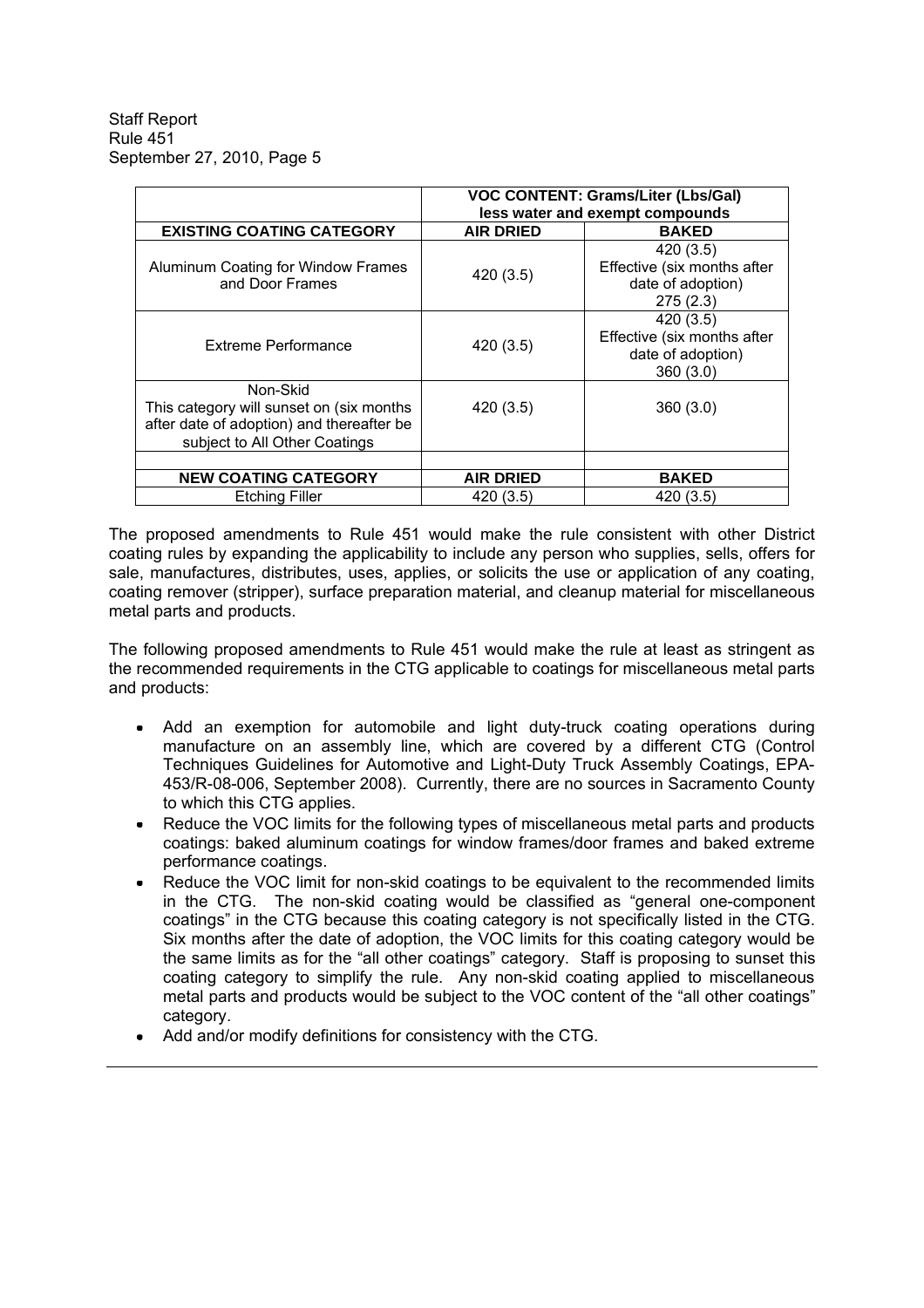| | VOC CONTENT: Grams/Liter (Lbs/Gal) less water and exempt compounds | |
|---|---|---|
| **EXISTING COATING CATEGORY** | **AIR DRIED** | **BAKED** |
| Aluminum Coating for Window Frames and Door Frames | 420 (3.5) | 420 (3.5) Effective (six months after date of adoption) 275 (2.3) |
| Extreme Performance | 420 (3.5) | 420 (3.5) Effective (six months after date of adoption) 360 (3.0) |
| Non-Skid This category will sunset on (six months after date of adoption) and thereafter be subject to All Other Coatings | 420 (3.5) | 360 (3.0) |
| | | |
| **NEW COATING CATEGORY** | **AIR DRIED** | **BAKED** |
| Etching Filler | 420 (3.5) | 420 (3.5) |

The proposed amendments to Rule 451 would make the rule consistent with other District coating rules by expanding the applicability to include any person who supplies, sells, offers for sale, manufactures, distributes, uses, applies, or solicits the use or application of any coating, coating remover (stripper), surface preparation material, and cleanup material for miscellaneous metal parts and products.

The following proposed amendments to Rule 451 would make the rule at least as stringent as the recommended requirements in the CTG applicable to coatings for miscellaneous metal parts and products:

- Add an exemption for automobile and light duty-truck coating operations during manufacture on an assembly line, which are covered by a different CTG (Control Techniques Guidelines for Automotive and Light-Duty Truck Assembly Coatings, EPA-453/R-08-006, September 2008). Currently, there are no sources in Sacramento County to which this CTG applies.
- Reduce the VOC limits for the following types of miscellaneous metal parts and products coatings: baked aluminum coatings for window frames/door frames and baked extreme performance coatings.
- Reduce the VOC limit for non-skid coatings to be equivalent to the recommended limits in the CTG. The non-skid coating would be classified as "general one-component coatings" in the CTG because this coating category is not specifically listed in the CTG. Six months after the date of adoption, the VOC limits for this coating category would be the same limits as for the "all other coatings" category. Staff is proposing to sunset this coating category to simplify the rule. Any non-skid coating applied to miscellaneous metal parts and products would be subject to the VOC content of the "all other coatings" category.
- Add and/or modify definitions for consistency with the CTG.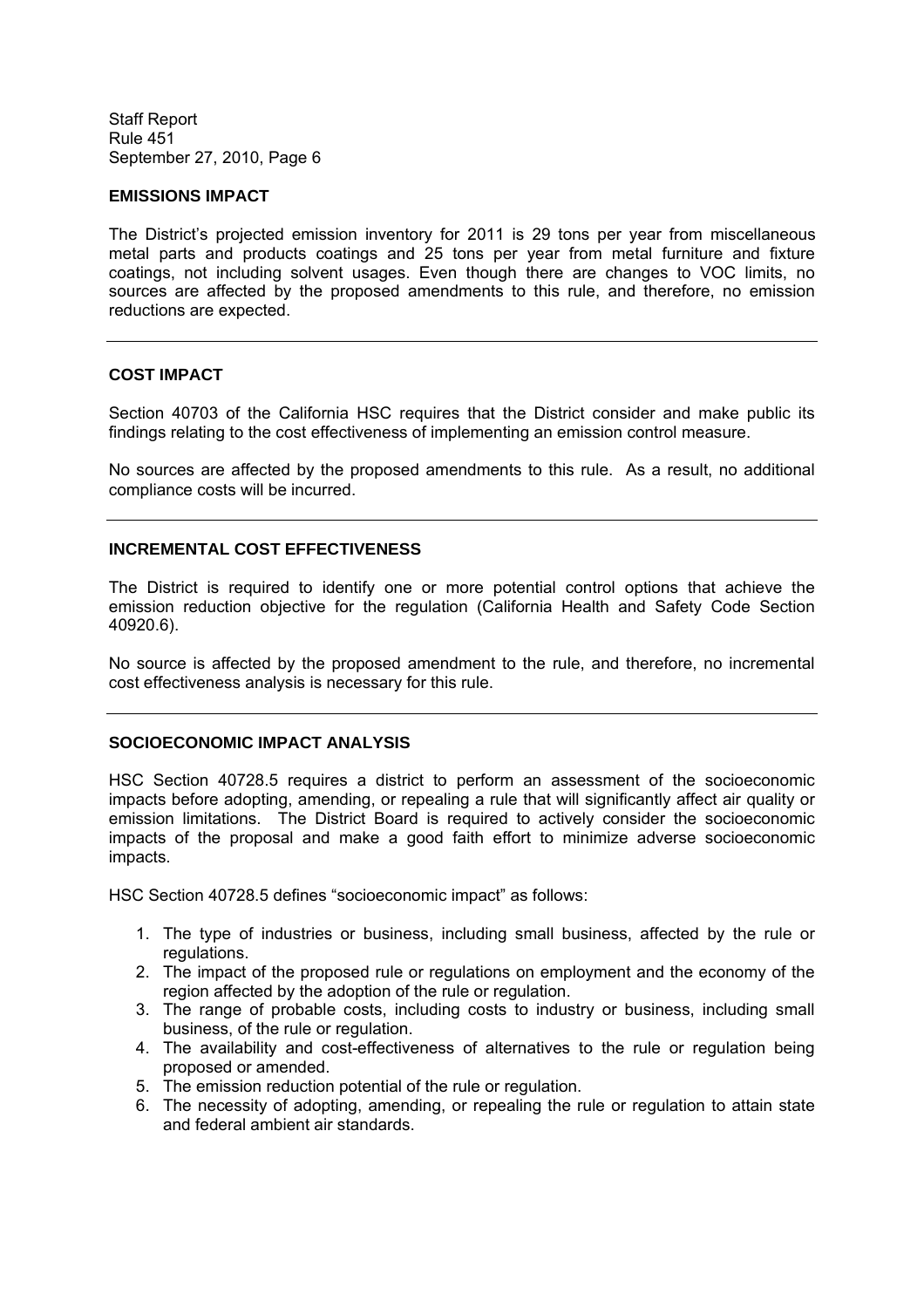## EMISSIONS IMPACT

The District's projected emission inventory for 2011 is 29 tons per year from miscellaneous metal parts and products coatings and 25 tons per year from metal furniture and fixture coatings, not including solvent usages. Even though there are changes to VOC limits, no sources are affected by the proposed amendments to this rule, and therefore, no emission reductions are expected.

---

## COST IMPACT

Section 40703 of the California HSC requires that the District consider and make public its findings relating to the cost effectiveness of implementing an emission control measure.

No sources are affected by the proposed amendments to this rule. As a result, no additional compliance costs will be incurred.

---

## INCREMENTAL COST EFFECTIVENESS

The District is required to identify one or more potential control options that achieve the emission reduction objective for the regulation (California Health and Safety Code Section 40920.6).

No source is affected by the proposed amendment to the rule, and therefore, no incremental cost effectiveness analysis is necessary for this rule.

---

## SOCIOECONOMIC IMPACT ANALYSIS

HSC Section 40728.5 requires a district to perform an assessment of the socioeconomic impacts before adopting, amending, or repealing a rule that will significantly affect air quality or emission limitations. The District Board is required to actively consider the socioeconomic impacts of the proposal and make a good faith effort to minimize adverse socioeconomic impacts.

HSC Section 40728.5 defines "socioeconomic impact" as follows:

1. The type of industries or business, including small business, affected by the rule or regulations.
2. The impact of the proposed rule or regulations on employment and the economy of the region affected by the adoption of the rule or regulation.
3. The range of probable costs, including costs to industry or business, including small business, of the rule or regulation.
4. The availability and cost-effectiveness of alternatives to the rule or regulation being proposed or amended.
5. The emission reduction potential of the rule or regulation.
6. The necessity of adopting, amending, or repealing the rule or regulation to attain state and federal ambient air standards.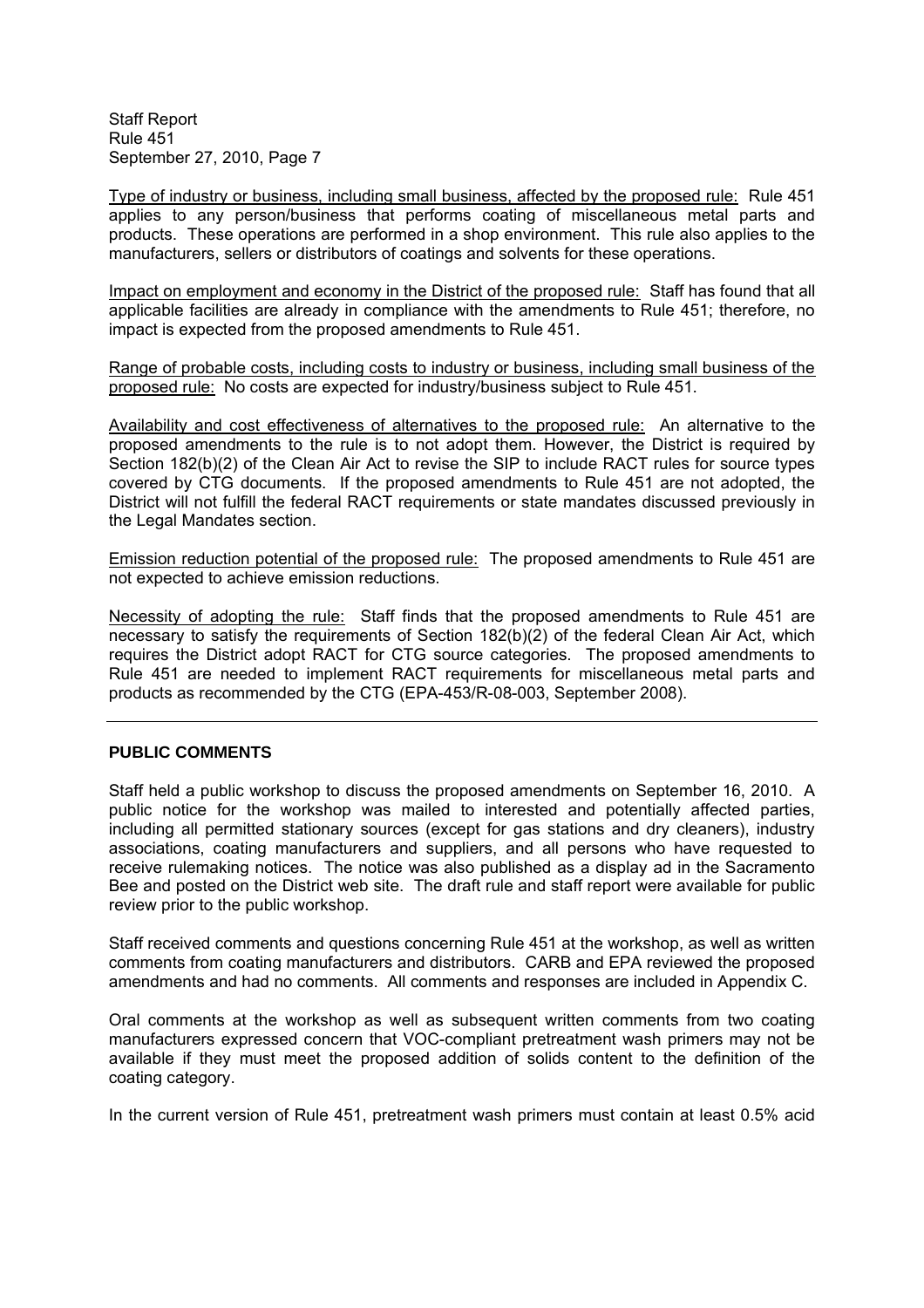Type of industry or business, including small business, affected by the proposed rule: Rule 451 applies to any person/business that performs coating of miscellaneous metal parts and products. These operations are performed in a shop environment. This rule also applies to the manufacturers, sellers or distributors of coatings and solvents for these operations.

Impact on employment and economy in the District of the proposed rule: Staff has found that all applicable facilities are already in compliance with the amendments to Rule 451; therefore, no impact is expected from the proposed amendments to Rule 451.

Range of probable costs, including costs to industry or business, including small business of the proposed rule: No costs are expected for industry/business subject to Rule 451.

Availability and cost effectiveness of alternatives to the proposed rule: An alternative to the proposed amendments to the rule is to not adopt them. However, the District is required by Section 182(b)(2) of the Clean Air Act to revise the SIP to include RACT rules for source types covered by CTG documents. If the proposed amendments to Rule 451 are not adopted, the District will not fulfill the federal RACT requirements or state mandates discussed previously in the Legal Mandates section.

Emission reduction potential of the proposed rule: The proposed amendments to Rule 451 are not expected to achieve emission reductions.

Necessity of adopting the rule: Staff finds that the proposed amendments to Rule 451 are necessary to satisfy the requirements of Section 182(b)(2) of the federal Clean Air Act, which requires the District adopt RACT for CTG source categories. The proposed amendments to Rule 451 are needed to implement RACT requirements for miscellaneous metal parts and products as recommended by the CTG (EPA-453/R-08-003, September 2008).

---

**PUBLIC COMMENTS**

Staff held a public workshop to discuss the proposed amendments on September 16, 2010. A public notice for the workshop was mailed to interested and potentially affected parties, including all permitted stationary sources (except for gas stations and dry cleaners), industry associations, coating manufacturers and suppliers, and all persons who have requested to receive rulemaking notices. The notice was also published as a display ad in the Sacramento Bee and posted on the District web site. The draft rule and staff report were available for public review prior to the public workshop.

Staff received comments and questions concerning Rule 451 at the workshop, as well as written comments from coating manufacturers and distributors. CARB and EPA reviewed the proposed amendments and had no comments. All comments and responses are included in Appendix C.

Oral comments at the workshop as well as subsequent written comments from two coating manufacturers expressed concern that VOC-compliant pretreatment wash primers may not be available if they must meet the proposed addition of solids content to the definition of the coating category.

In the current version of Rule 451, pretreatment wash primers must contain at least 0.5% acid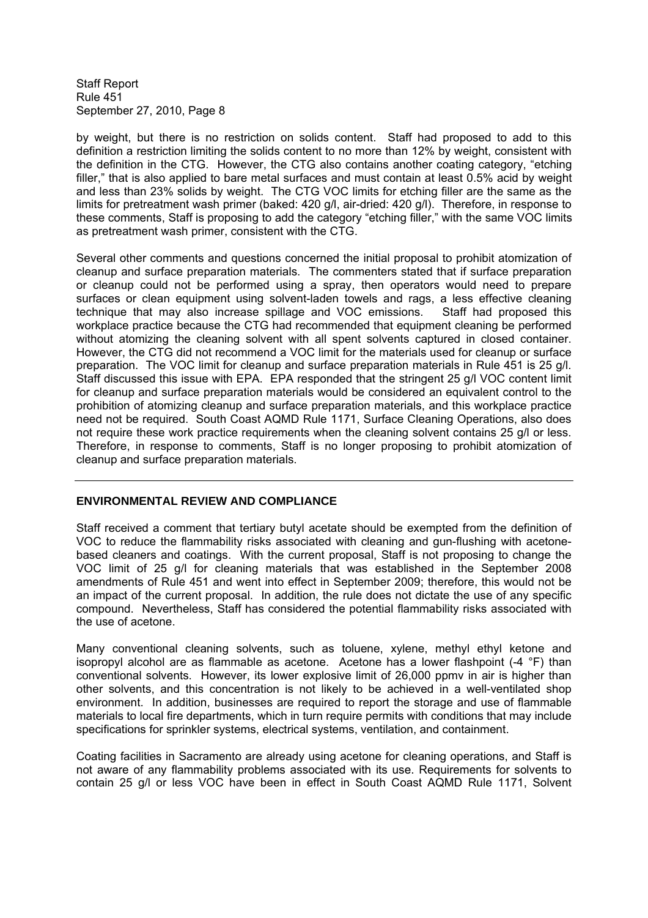by weight, but there is no restriction on solids content. Staff had proposed to add to this definition a restriction limiting the solids content to no more than 12% by weight, consistent with the definition in the CTG. However, the CTG also contains another coating category, "etching filler," that is also applied to bare metal surfaces and must contain at least 0.5% acid by weight and less than 23% solids by weight. The CTG VOC limits for etching filler are the same as the limits for pretreatment wash primer (baked: 420 g/l, air-dried: 420 g/l). Therefore, in response to these comments, Staff is proposing to add the category "etching filler," with the same VOC limits as pretreatment wash primer, consistent with the CTG.

Several other comments and questions concerned the initial proposal to prohibit atomization of cleanup and surface preparation materials. The commenters stated that if surface preparation or cleanup could not be performed using a spray, then operators would need to prepare surfaces or clean equipment using solvent-laden towels and rags, a less effective cleaning technique that may also increase spillage and VOC emissions. Staff had proposed this workplace practice because the CTG had recommended that equipment cleaning be performed without atomizing the cleaning solvent with all spent solvents captured in closed container. However, the CTG did not recommend a VOC limit for the materials used for cleanup or surface preparation. The VOC limit for cleanup and surface preparation materials in Rule 451 is 25 g/l. Staff discussed this issue with EPA. EPA responded that the stringent 25 g/l VOC content limit for cleanup and surface preparation materials would be considered an equivalent control to the prohibition of atomizing cleanup and surface preparation materials, and this workplace practice need not be required. South Coast AQMD Rule 1171, Surface Cleaning Operations, also does not require these work practice requirements when the cleaning solvent contains 25 g/l or less. Therefore, in response to comments, Staff is no longer proposing to prohibit atomization of cleanup and surface preparation materials.

---

## ENVIRONMENTAL REVIEW AND COMPLIANCE

Staff received a comment that tertiary butyl acetate should be exempted from the definition of VOC to reduce the flammability risks associated with cleaning and gun-flushing with acetone-based cleaners and coatings. With the current proposal, Staff is not proposing to change the VOC limit of 25 g/l for cleaning materials that was established in the September 2008 amendments of Rule 451 and went into effect in September 2009; therefore, this would not be an impact of the current proposal. In addition, the rule does not dictate the use of any specific compound. Nevertheless, Staff has considered the potential flammability risks associated with the use of acetone.

Many conventional cleaning solvents, such as toluene, xylene, methyl ethyl ketone and isopropyl alcohol are as flammable as acetone. Acetone has a lower flashpoint (-4 °F) than conventional solvents. However, its lower explosive limit of 26,000 ppmv in air is higher than other solvents, and this concentration is not likely to be achieved in a well-ventilated shop environment. In addition, businesses are required to report the storage and use of flammable materials to local fire departments, which in turn require permits with conditions that may include specifications for sprinkler systems, electrical systems, ventilation, and containment.

Coating facilities in Sacramento are already using acetone for cleaning operations, and Staff is not aware of any flammability problems associated with its use. Requirements for solvents to contain 25 g/l or less VOC have been in effect in South Coast AQMD Rule 1171, Solvent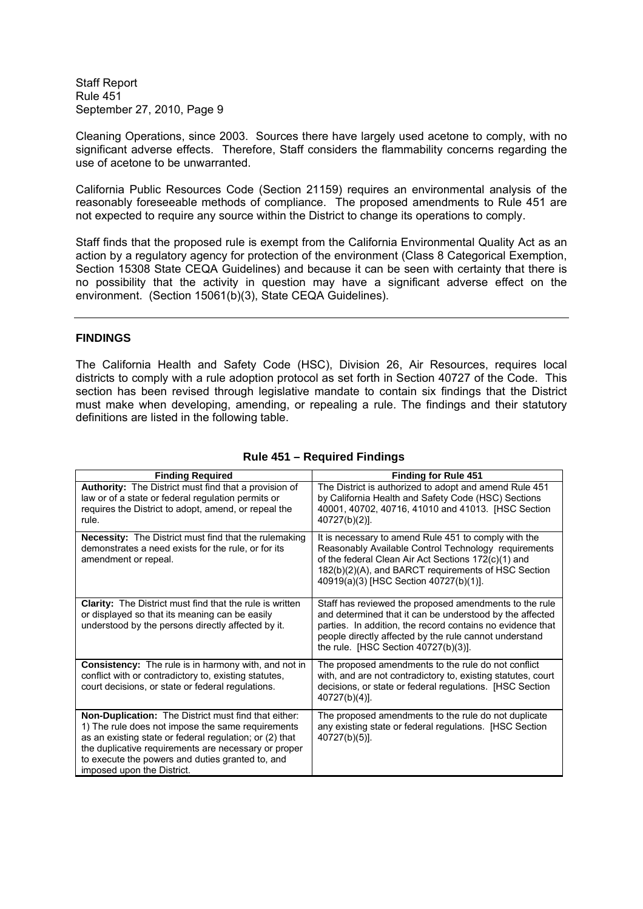Cleaning Operations, since 2003. Sources there have largely used acetone to comply, with no significant adverse effects. Therefore, Staff considers the flammability concerns regarding the use of acetone to be unwarranted.

California Public Resources Code (Section 21159) requires an environmental analysis of the reasonably foreseeable methods of compliance. The proposed amendments to Rule 451 are not expected to require any source within the District to change its operations to comply.

Staff finds that the proposed rule is exempt from the California Environmental Quality Act as an action by a regulatory agency for protection of the environment (Class 8 Categorical Exemption, Section 15308 State CEQA Guidelines) and because it can be seen with certainty that there is no possibility that the activity in question may have a significant adverse effect on the environment. (Section 15061(b)(3), State CEQA Guidelines).

---

## FINDINGS

The California Health and Safety Code (HSC), Division 26, Air Resources, requires local districts to comply with a rule adoption protocol as set forth in Section 40727 of the Code. This section has been revised through legislative mandate to contain six findings that the District must make when developing, amending, or repealing a rule. The findings and their statutory definitions are listed in the following table.

**Rule 451 – Required Findings**

| Finding Required | Finding for Rule 451 |
|---|---|
| **Authority:** The District must find that a provision of law or of a state or federal regulation permits or requires the District to adopt, amend, or repeal the rule. | The District is authorized to adopt and amend Rule 451 by California Health and Safety Code (HSC) Sections 40001, 40702, 40716, 41010 and 41013. [HSC Section 40727(b)(2)]. |
| **Necessity:** The District must find that the rulemaking demonstrates a need exists for the rule, or for its amendment or repeal. | It is necessary to amend Rule 451 to comply with the Reasonably Available Control Technology requirements of the federal Clean Air Act Sections 172(c)(1) and 182(b)(2)(A), and BARCT requirements of HSC Section 40919(a)(3) [HSC Section 40727(b)(1)]. |
| **Clarity:** The District must find that the rule is written or displayed so that its meaning can be easily understood by the persons directly affected by it. | Staff has reviewed the proposed amendments to the rule and determined that it can be understood by the affected parties. In addition, the record contains no evidence that people directly affected by the rule cannot understand the rule. [HSC Section 40727(b)(3)]. |
| **Consistency:** The rule is in harmony with, and not in conflict with or contradictory to, existing statutes, court decisions, or state or federal regulations. | The proposed amendments to the rule do not conflict with, and are not contradictory to, existing statutes, court decisions, or state or federal regulations. [HSC Section 40727(b)(4)]. |
| **Non-Duplication:** The District must find that either: 1) The rule does not impose the same requirements as an existing state or federal regulation; or (2) that the duplicative requirements are necessary or proper to execute the powers and duties granted to, and imposed upon the District. | The proposed amendments to the rule do not duplicate any existing state or federal regulations. [HSC Section 40727(b)(5)]. |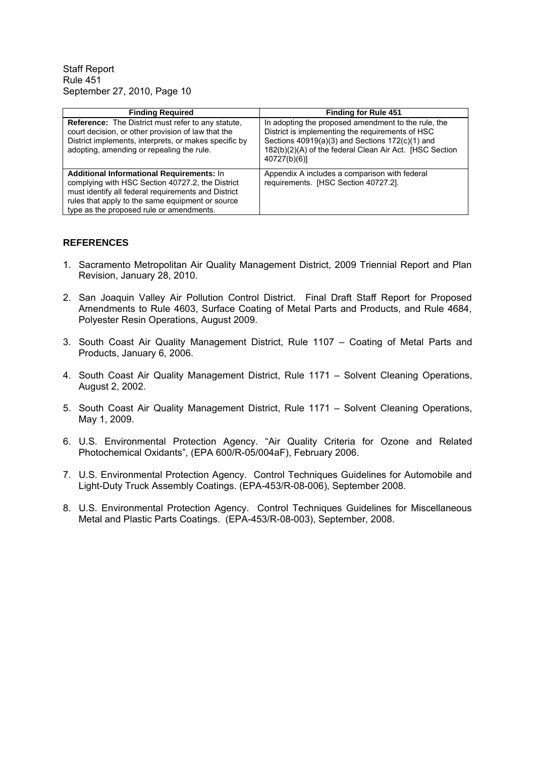| Finding Required | Finding for Rule 451 |
|---|---|
| **Reference:** The District must refer to any statute, court decision, or other provision of law that the District implements, interprets, or makes specific by adopting, amending or repealing the rule. | In adopting the proposed amendment to the rule, the District is implementing the requirements of HSC Sections 40919(a)(3) and Sections 172(c)(1) and 182(b)(2)(A) of the federal Clean Air Act. [HSC Section 40727(b)(6)] |
| **Additional Informational Requirements:** In complying with HSC Section 40727.2, the District must identify all federal requirements and District rules that apply to the same equipment or source type as the proposed rule or amendments. | Appendix A includes a comparison with federal requirements. [HSC Section 40727.2]. |

## REFERENCES

1. Sacramento Metropolitan Air Quality Management District, 2009 Triennial Report and Plan Revision, January 28, 2010.
2. San Joaquin Valley Air Pollution Control District. Final Draft Staff Report for Proposed Amendments to Rule 4603, Surface Coating of Metal Parts and Products, and Rule 4684, Polyester Resin Operations, August 2009.
3. South Coast Air Quality Management District, Rule 1107 – Coating of Metal Parts and Products, January 6, 2006.
4. South Coast Air Quality Management District, Rule 1171 – Solvent Cleaning Operations, August 2, 2002.
5. South Coast Air Quality Management District, Rule 1171 – Solvent Cleaning Operations, May 1, 2009.
6. U.S. Environmental Protection Agency. "Air Quality Criteria for Ozone and Related Photochemical Oxidants", (EPA 600/R-05/004aF), February 2006.
7. U.S. Environmental Protection Agency. Control Techniques Guidelines for Automobile and Light-Duty Truck Assembly Coatings. (EPA-453/R-08-006), September 2008.
8. U.S. Environmental Protection Agency. Control Techniques Guidelines for Miscellaneous Metal and Plastic Parts Coatings. (EPA-453/R-08-003), September, 2008.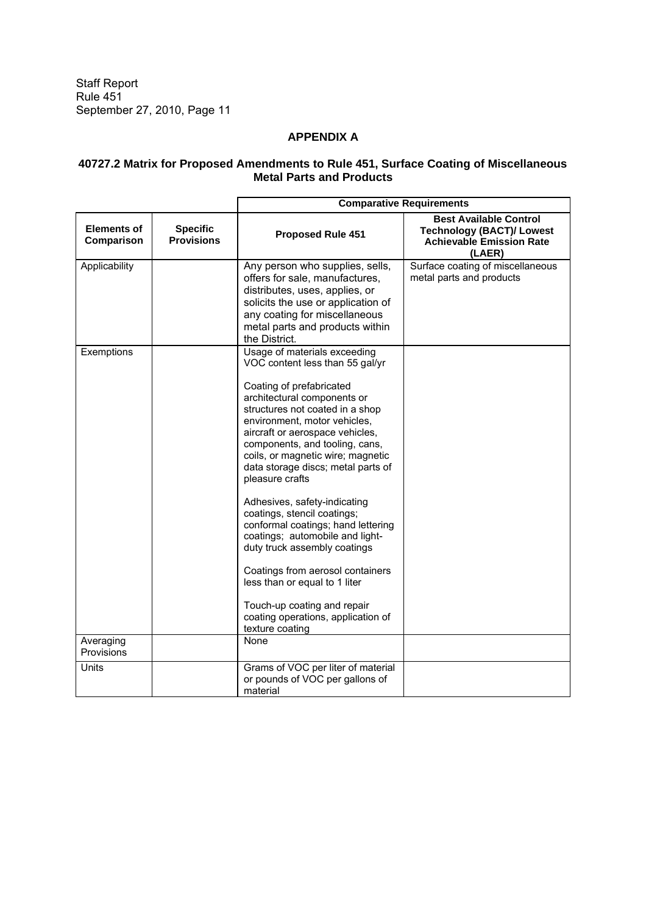## APPENDIX A

### 40727.2 Matrix for Proposed Amendments to Rule 451, Surface Coating of Miscellaneous Metal Parts and Products

| | | **Comparative Requirements** | |
|---|---|---|---|
| **Elements of Comparison** | **Specific Provisions** | **Proposed Rule 451** | **Best Available Control Technology (BACT)/ Lowest Achievable Emission Rate (LAER)** |
| Applicability | | Any person who supplies, sells, offers for sale, manufactures, distributes, uses, applies, or solicits the use or application of any coating for miscellaneous metal parts and products within the District. | Surface coating of miscellaneous metal parts and products |
| Exemptions | | Usage of materials exceeding VOC content less than 55 gal/yr<br><br>Coating of prefabricated architectural components or structures not coated in a shop environment, motor vehicles, aircraft or aerospace vehicles, components, and tooling, cans, coils, or magnetic wire; magnetic data storage discs; metal parts of pleasure crafts<br><br>Adhesives, safety-indicating coatings, stencil coatings; conformal coatings; hand lettering coatings; automobile and light-duty truck assembly coatings<br><br>Coatings from aerosol containers less than or equal to 1 liter<br><br>Touch-up coating and repair coating operations, application of texture coating | |
| Averaging Provisions | | None | |
| Units | | Grams of VOC per liter of material or pounds of VOC per gallons of material | |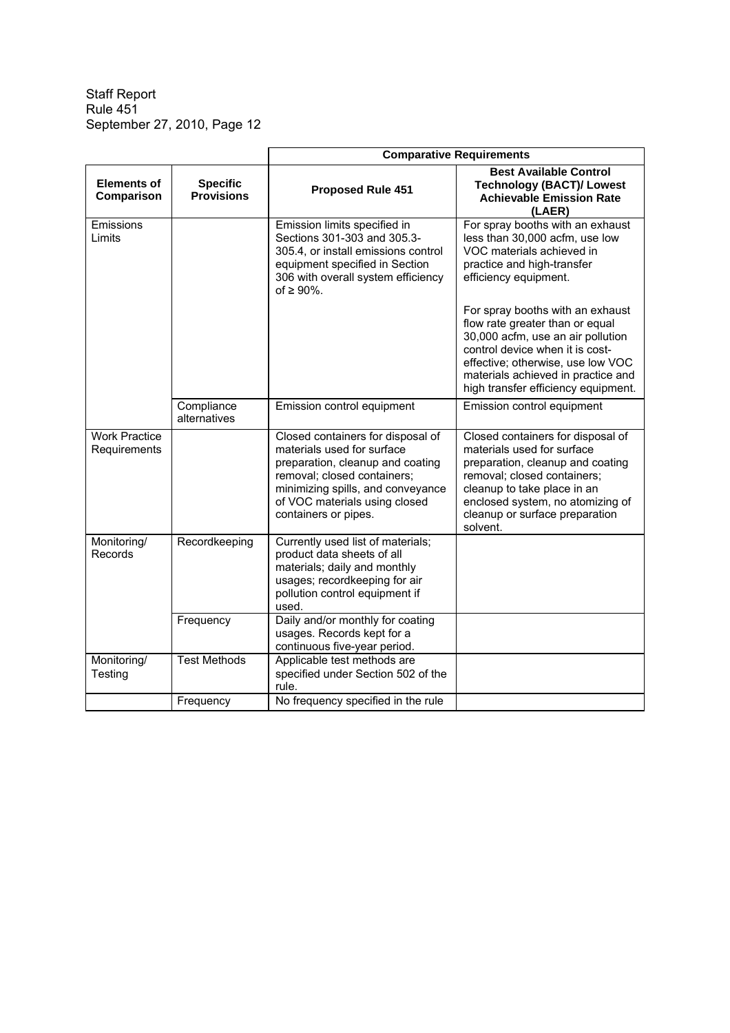|  |  | Comparative Requirements |  |
|---|---|---|---|
| **Elements of Comparison** | **Specific Provisions** | **Proposed Rule 451** | **Best Available Control Technology (BACT)/ Lowest Achievable Emission Rate (LAER)** |
| Emissions Limits |  | Emission limits specified in Sections 301-303 and 305.3-305.4, or install emissions control equipment specified in Section 306 with overall system efficiency of ≥ 90%. | For spray booths with an exhaust less than 30,000 acfm, use low VOC materials achieved in practice and high-transfer efficiency equipment.<br><br>For spray booths with an exhaust flow rate greater than or equal 30,000 acfm, use an air pollution control device when it is cost-effective; otherwise, use low VOC materials achieved in practice and high transfer efficiency equipment. |
|  | Compliance alternatives | Emission control equipment | Emission control equipment |
| Work Practice Requirements |  | Closed containers for disposal of materials used for surface preparation, cleanup and coating removal; closed containers; minimizing spills, and conveyance of VOC materials using closed containers or pipes. | Closed containers for disposal of materials used for surface preparation, cleanup and coating removal; closed containers; cleanup to take place in an enclosed system, no atomizing of cleanup or surface preparation solvent. |
| Monitoring/ Records | Recordkeeping | Currently used list of materials; product data sheets of all materials; daily and monthly usages; recordkeeping for air pollution control equipment if used. |  |
|  | Frequency | Daily and/or monthly for coating usages. Records kept for a continuous five-year period. |  |
| Monitoring/ Testing | Test Methods | Applicable test methods are specified under Section 502 of the rule. |  |
|  | Frequency | No frequency specified in the rule |  |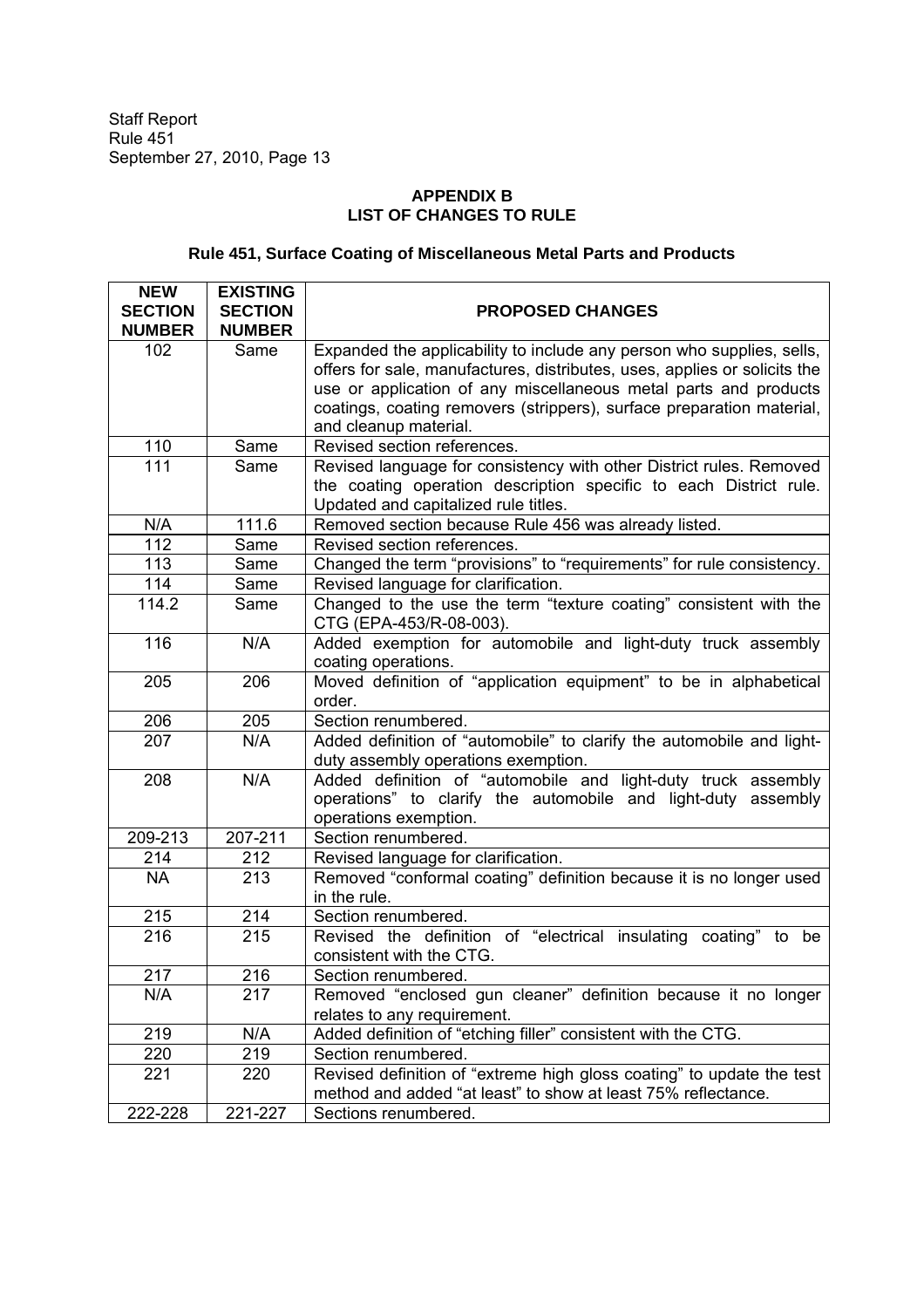## APPENDIX B
## LIST OF CHANGES TO RULE

### Rule 451, Surface Coating of Miscellaneous Metal Parts and Products

| NEW SECTION NUMBER | EXISTING SECTION NUMBER | PROPOSED CHANGES |
|---|---|---|
| 102 | Same | Expanded the applicability to include any person who supplies, sells, offers for sale, manufactures, distributes, uses, applies or solicits the use or application of any miscellaneous metal parts and products coatings, coating removers (strippers), surface preparation material, and cleanup material. |
| 110 | Same | Revised section references. |
| 111 | Same | Revised language for consistency with other District rules. Removed the coating operation description specific to each District rule. Updated and capitalized rule titles. |
| N/A | 111.6 | Removed section because Rule 456 was already listed. |
| 112 | Same | Revised section references. |
| 113 | Same | Changed the term "provisions" to "requirements" for rule consistency. |
| 114 | Same | Revised language for clarification. |
| 114.2 | Same | Changed to the use the term "texture coating" consistent with the CTG (EPA-453/R-08-003). |
| 116 | N/A | Added exemption for automobile and light-duty truck assembly coating operations. |
| 205 | 206 | Moved definition of "application equipment" to be in alphabetical order. |
| 206 | 205 | Section renumbered. |
| 207 | N/A | Added definition of "automobile" to clarify the automobile and light-duty assembly operations exemption. |
| 208 | N/A | Added definition of "automobile and light-duty truck assembly operations" to clarify the automobile and light-duty assembly operations exemption. |
| 209-213 | 207-211 | Section renumbered. |
| 214 | 212 | Revised language for clarification. |
| NA | 213 | Removed "conformal coating" definition because it is no longer used in the rule. |
| 215 | 214 | Section renumbered. |
| 216 | 215 | Revised the definition of "electrical insulating coating" to be consistent with the CTG. |
| 217 | 216 | Section renumbered. |
| N/A | 217 | Removed "enclosed gun cleaner" definition because it no longer relates to any requirement. |
| 219 | N/A | Added definition of "etching filler" consistent with the CTG. |
| 220 | 219 | Section renumbered. |
| 221 | 220 | Revised definition of "extreme high gloss coating" to update the test method and added "at least" to show at least 75% reflectance. |
| 222-228 | 221-227 | Sections renumbered. |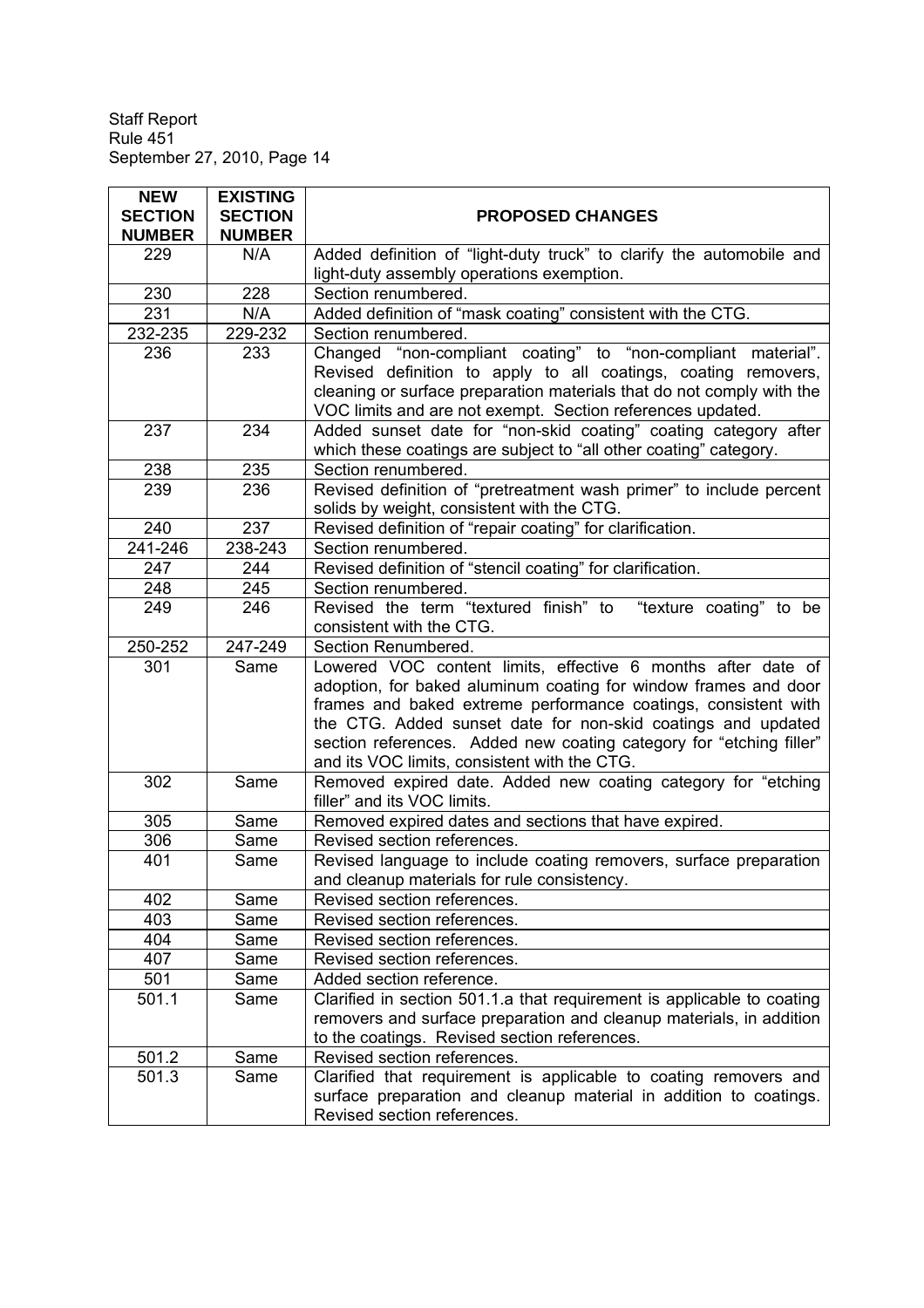| NEW SECTION NUMBER | EXISTING SECTION NUMBER | PROPOSED CHANGES |
|---|---|---|
| 229 | N/A | Added definition of "light-duty truck" to clarify the automobile and light-duty assembly operations exemption. |
| 230 | 228 | Section renumbered. |
| 231 | N/A | Added definition of "mask coating" consistent with the CTG. |
| 232-235 | 229-232 | Section renumbered. |
| 236 | 233 | Changed "non-compliant coating" to "non-compliant material". Revised definition to apply to all coatings, coating removers, cleaning or surface preparation materials that do not comply with the VOC limits and are not exempt. Section references updated. |
| 237 | 234 | Added sunset date for "non-skid coating" coating category after which these coatings are subject to "all other coating" category. |
| 238 | 235 | Section renumbered. |
| 239 | 236 | Revised definition of "pretreatment wash primer" to include percent solids by weight, consistent with the CTG. |
| 240 | 237 | Revised definition of "repair coating" for clarification. |
| 241-246 | 238-243 | Section renumbered. |
| 247 | 244 | Revised definition of "stencil coating" for clarification. |
| 248 | 245 | Section renumbered. |
| 249 | 246 | Revised the term "textured finish" to "texture coating" to be consistent with the CTG. |
| 250-252 | 247-249 | Section Renumbered. |
| 301 | Same | Lowered VOC content limits, effective 6 months after date of adoption, for baked aluminum coating for window frames and door frames and baked extreme performance coatings, consistent with the CTG. Added sunset date for non-skid coatings and updated section references. Added new coating category for "etching filler" and its VOC limits, consistent with the CTG. |
| 302 | Same | Removed expired date. Added new coating category for "etching filler" and its VOC limits. |
| 305 | Same | Removed expired dates and sections that have expired. |
| 306 | Same | Revised section references. |
| 401 | Same | Revised language to include coating removers, surface preparation and cleanup materials for rule consistency. |
| 402 | Same | Revised section references. |
| 403 | Same | Revised section references. |
| 404 | Same | Revised section references. |
| 407 | Same | Revised section references. |
| 501 | Same | Added section reference. |
| 501.1 | Same | Clarified in section 501.1.a that requirement is applicable to coating removers and surface preparation and cleanup materials, in addition to the coatings. Revised section references. |
| 501.2 | Same | Revised section references. |
| 501.3 | Same | Clarified that requirement is applicable to coating removers and surface preparation and cleanup material in addition to coatings. Revised section references. |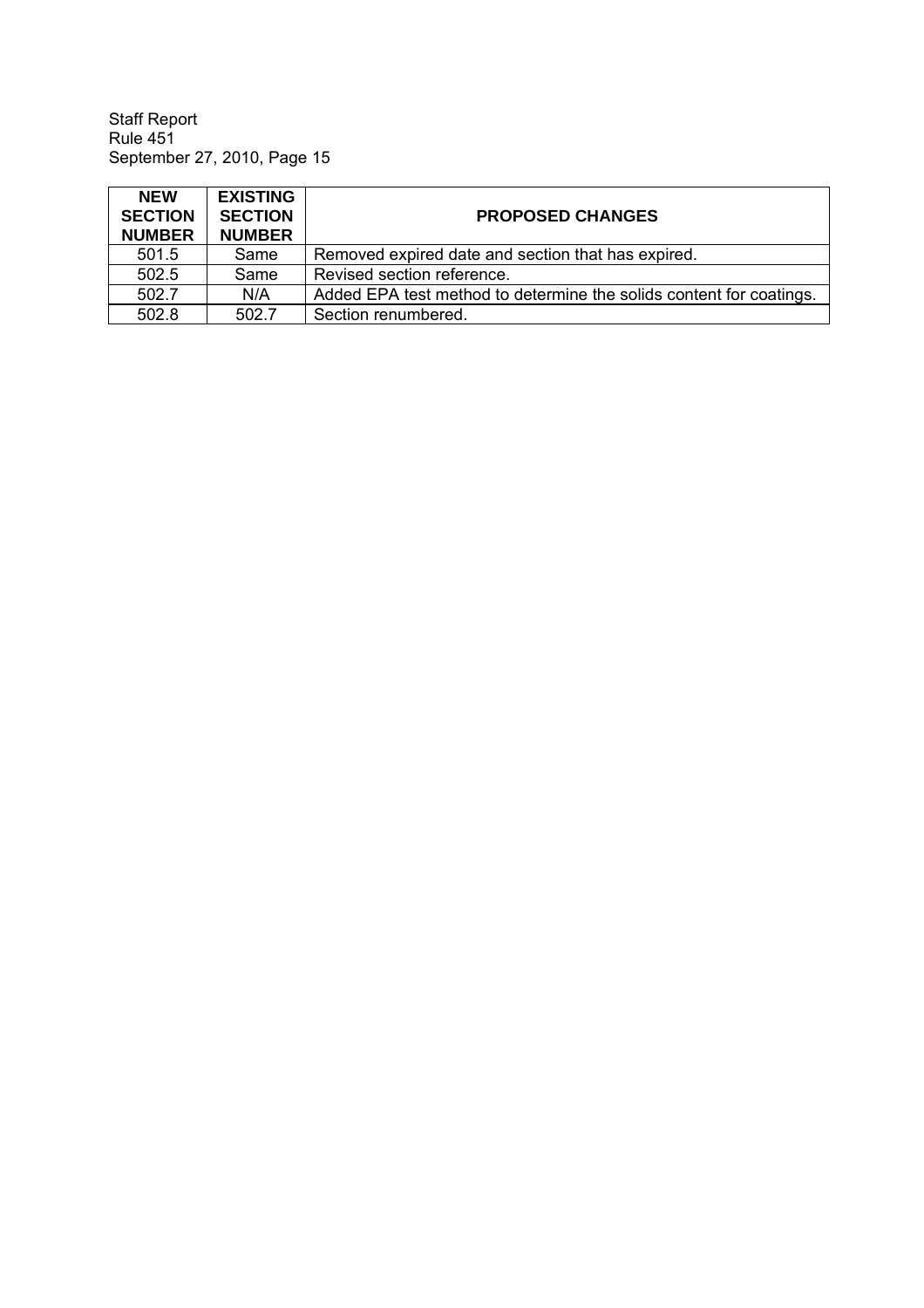| NEW SECTION NUMBER | EXISTING SECTION NUMBER | PROPOSED CHANGES |
|---|---|---|
| 501.5 | Same | Removed expired date and section that has expired. |
| 502.5 | Same | Revised section reference. |
| 502.7 | N/A | Added EPA test method to determine the solids content for coatings. |
| 502.8 | 502.7 | Section renumbered. |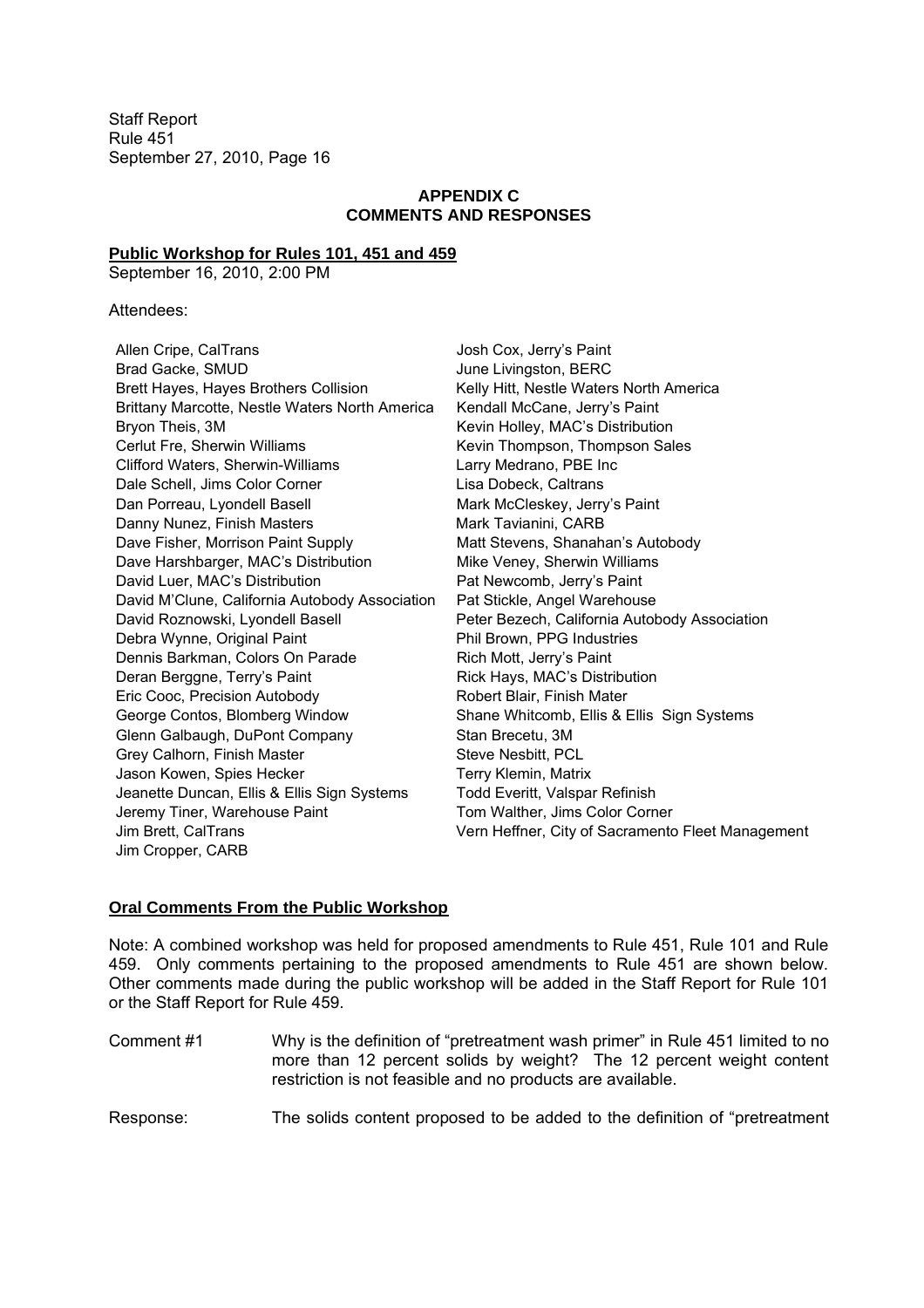## APPENDIX C
## COMMENTS AND RESPONSES

**Public Workshop for Rules 101, 451 and 459**

September 16, 2010, 2:00 PM

Attendees:

Allen Cripe, CalTrans
Brad Gacke, SMUD
Brett Hayes, Hayes Brothers Collision
Brittany Marcotte, Nestle Waters North America
Bryon Theis, 3M
Cerlut Fre, Sherwin Williams
Clifford Waters, Sherwin-Williams
Dale Schell, Jims Color Corner
Dan Porreau, Lyondell Basell
Danny Nunez, Finish Masters
Dave Fisher, Morrison Paint Supply
Dave Harshbarger, MAC's Distribution
David Luer, MAC's Distribution
David M'Clune, California Autobody Association
David Roznowski, Lyondell Basell
Debra Wynne, Original Paint
Dennis Barkman, Colors On Parade
Deran Berggne, Terry's Paint
Eric Cooc, Precision Autobody
George Contos, Blomberg Window
Glenn Galbaugh, DuPont Company
Grey Calhorn, Finish Master
Jason Kowen, Spies Hecker
Jeanette Duncan, Ellis & Ellis Sign Systems
Jeremy Tiner, Warehouse Paint
Jim Brett, CalTrans
Jim Cropper, CARB
Josh Cox, Jerry's Paint
June Livingston, BERC
Kelly Hitt, Nestle Waters North America
Kendall McCane, Jerry's Paint
Kevin Holley, MAC's Distribution
Kevin Thompson, Thompson Sales
Larry Medrano, PBE Inc
Lisa Dobeck, Caltrans
Mark McCleskey, Jerry's Paint
Mark Tavianini, CARB
Matt Stevens, Shanahan's Autobody
Mike Veney, Sherwin Williams
Pat Newcomb, Jerry's Paint
Pat Stickle, Angel Warehouse
Peter Bezech, California Autobody Association
Phil Brown, PPG Industries
Rich Mott, Jerry's Paint
Rick Hays, MAC's Distribution
Robert Blair, Finish Mater
Shane Whitcomb, Ellis & Ellis Sign Systems
Stan Brecetu, 3M
Steve Nesbitt, PCL
Terry Klemin, Matrix
Todd Everitt, Valspar Refinish
Tom Walther, Jims Color Corner
Vern Heffner, City of Sacramento Fleet Management

**Oral Comments From the Public Workshop**

Note: A combined workshop was held for proposed amendments to Rule 451, Rule 101 and Rule 459. Only comments pertaining to the proposed amendments to Rule 451 are shown below. Other comments made during the public workshop will be added in the Staff Report for Rule 101 or the Staff Report for Rule 459.

Comment #1 Why is the definition of "pretreatment wash primer" in Rule 451 limited to no more than 12 percent solids by weight? The 12 percent weight content restriction is not feasible and no products are available.

Response: The solids content proposed to be added to the definition of "pretreatment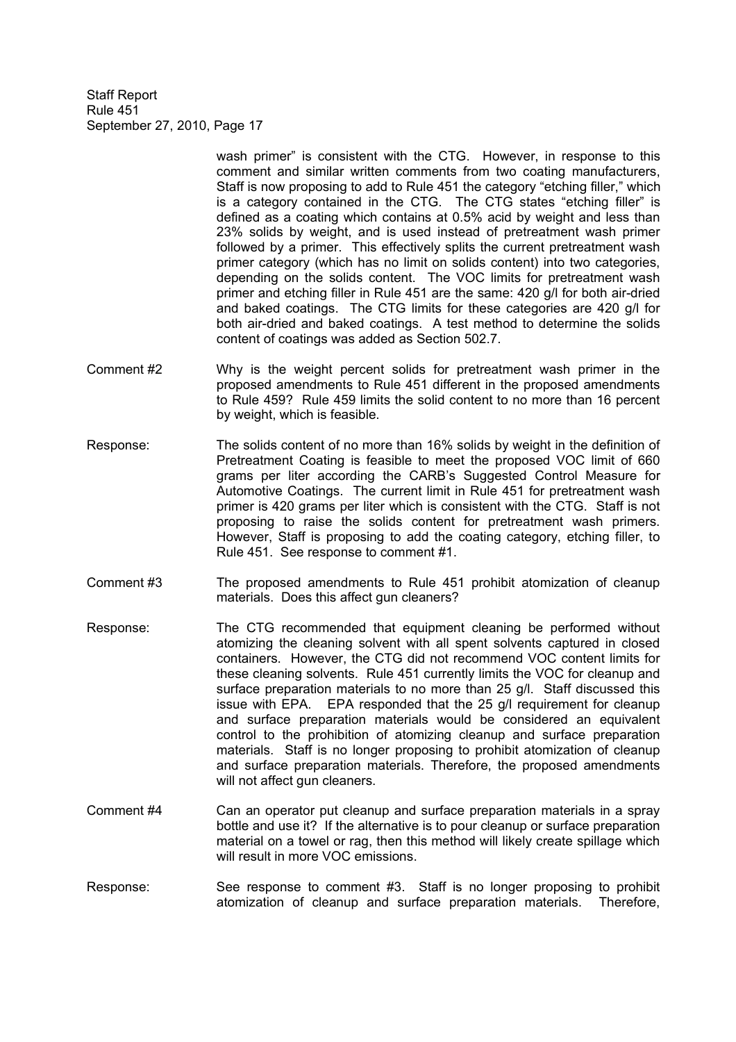wash primer" is consistent with the CTG. However, in response to this comment and similar written comments from two coating manufacturers, Staff is now proposing to add to Rule 451 the category "etching filler," which is a category contained in the CTG. The CTG states "etching filler" is defined as a coating which contains at 0.5% acid by weight and less than 23% solids by weight, and is used instead of pretreatment wash primer followed by a primer. This effectively splits the current pretreatment wash primer category (which has no limit on solids content) into two categories, depending on the solids content. The VOC limits for pretreatment wash primer and etching filler in Rule 451 are the same: 420 g/l for both air-dried and baked coatings. The CTG limits for these categories are 420 g/l for both air-dried and baked coatings. A test method to determine the solids content of coatings was added as Section 502.7.

Comment #2 Why is the weight percent solids for pretreatment wash primer in the proposed amendments to Rule 451 different in the proposed amendments to Rule 459? Rule 459 limits the solid content to no more than 16 percent by weight, which is feasible.

Response: The solids content of no more than 16% solids by weight in the definition of Pretreatment Coating is feasible to meet the proposed VOC limit of 660 grams per liter according the CARB's Suggested Control Measure for Automotive Coatings. The current limit in Rule 451 for pretreatment wash primer is 420 grams per liter which is consistent with the CTG. Staff is not proposing to raise the solids content for pretreatment wash primers. However, Staff is proposing to add the coating category, etching filler, to Rule 451. See response to comment #1.

Comment #3 The proposed amendments to Rule 451 prohibit atomization of cleanup materials. Does this affect gun cleaners?

Response: The CTG recommended that equipment cleaning be performed without atomizing the cleaning solvent with all spent solvents captured in closed containers. However, the CTG did not recommend VOC content limits for these cleaning solvents. Rule 451 currently limits the VOC for cleanup and surface preparation materials to no more than 25 g/l. Staff discussed this issue with EPA. EPA responded that the 25 g/l requirement for cleanup and surface preparation materials would be considered an equivalent control to the prohibition of atomizing cleanup and surface preparation materials. Staff is no longer proposing to prohibit atomization of cleanup and surface preparation materials. Therefore, the proposed amendments will not affect gun cleaners.

Comment #4 Can an operator put cleanup and surface preparation materials in a spray bottle and use it? If the alternative is to pour cleanup or surface preparation material on a towel or rag, then this method will likely create spillage which will result in more VOC emissions.

Response: See response to comment #3. Staff is no longer proposing to prohibit atomization of cleanup and surface preparation materials. Therefore,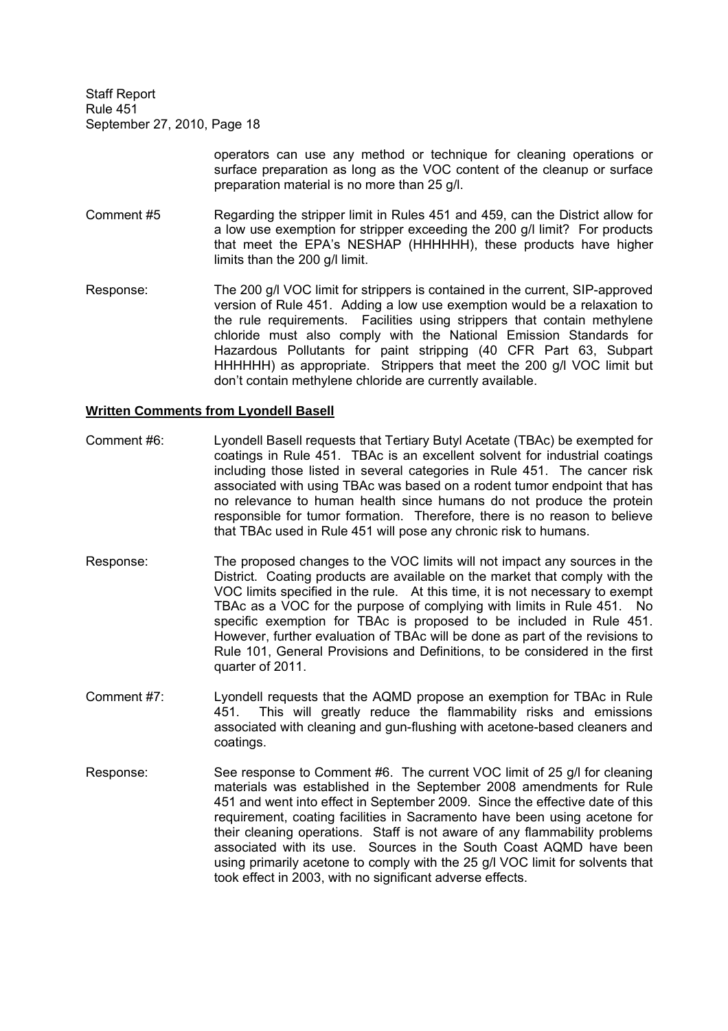operators can use any method or technique for cleaning operations or surface preparation as long as the VOC content of the cleanup or surface preparation material is no more than 25 g/l.

Comment #5 Regarding the stripper limit in Rules 451 and 459, can the District allow for a low use exemption for stripper exceeding the 200 g/l limit? For products that meet the EPA's NESHAP (HHHHHH), these products have higher limits than the 200 g/l limit.

Response: The 200 g/l VOC limit for strippers is contained in the current, SIP-approved version of Rule 451. Adding a low use exemption would be a relaxation to the rule requirements. Facilities using strippers that contain methylene chloride must also comply with the National Emission Standards for Hazardous Pollutants for paint stripping (40 CFR Part 63, Subpart HHHHHH) as appropriate. Strippers that meet the 200 g/l VOC limit but don't contain methylene chloride are currently available.

**Written Comments from Lyondell Basell**

Comment #6: Lyondell Basell requests that Tertiary Butyl Acetate (TBAc) be exempted for coatings in Rule 451. TBAc is an excellent solvent for industrial coatings including those listed in several categories in Rule 451. The cancer risk associated with using TBAc was based on a rodent tumor endpoint that has no relevance to human health since humans do not produce the protein responsible for tumor formation. Therefore, there is no reason to believe that TBAc used in Rule 451 will pose any chronic risk to humans.

Response: The proposed changes to the VOC limits will not impact any sources in the District. Coating products are available on the market that comply with the VOC limits specified in the rule. At this time, it is not necessary to exempt TBAc as a VOC for the purpose of complying with limits in Rule 451. No specific exemption for TBAc is proposed to be included in Rule 451. However, further evaluation of TBAc will be done as part of the revisions to Rule 101, General Provisions and Definitions, to be considered in the first quarter of 2011.

Comment #7: Lyondell requests that the AQMD propose an exemption for TBAc in Rule 451. This will greatly reduce the flammability risks and emissions associated with cleaning and gun-flushing with acetone-based cleaners and coatings.

Response: See response to Comment #6. The current VOC limit of 25 g/l for cleaning materials was established in the September 2008 amendments for Rule 451 and went into effect in September 2009. Since the effective date of this requirement, coating facilities in Sacramento have been using acetone for their cleaning operations. Staff is not aware of any flammability problems associated with its use. Sources in the South Coast AQMD have been using primarily acetone to comply with the 25 g/l VOC limit for solvents that took effect in 2003, with no significant adverse effects.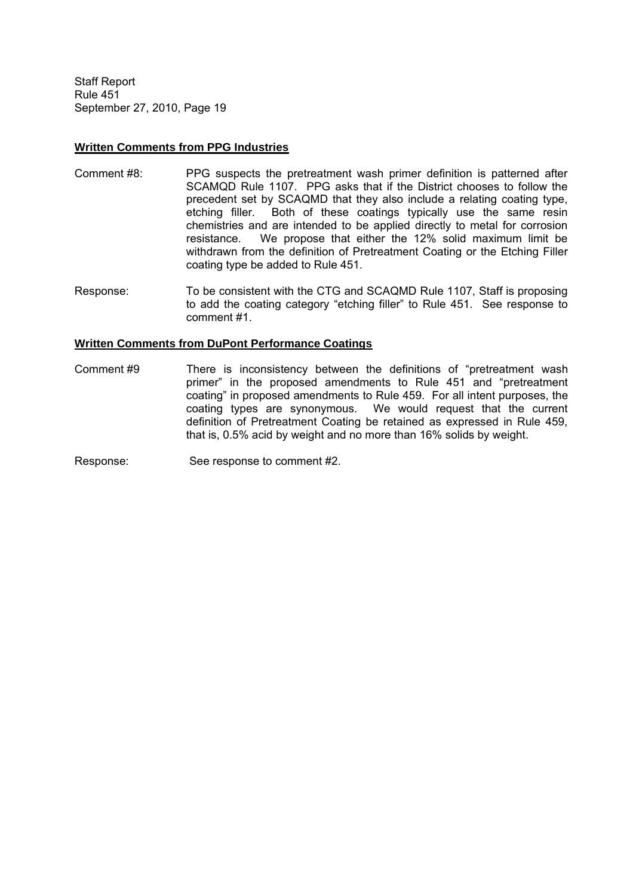**Written Comments from PPG Industries**

Comment #8: PPG suspects the pretreatment wash primer definition is patterned after SCAMQD Rule 1107. PPG asks that if the District chooses to follow the precedent set by SCAQMD that they also include a relating coating type, etching filler. Both of these coatings typically use the same resin chemistries and are intended to be applied directly to metal for corrosion resistance. We propose that either the 12% solid maximum limit be withdrawn from the definition of Pretreatment Coating or the Etching Filler coating type be added to Rule 451.

Response: To be consistent with the CTG and SCAQMD Rule 1107, Staff is proposing to add the coating category "etching filler" to Rule 451. See response to comment #1.

**Written Comments from DuPont Performance Coatings**

Comment #9 There is inconsistency between the definitions of "pretreatment wash primer" in the proposed amendments to Rule 451 and "pretreatment coating" in proposed amendments to Rule 459. For all intent purposes, the coating types are synonymous. We would request that the current definition of Pretreatment Coating be retained as expressed in Rule 459, that is, 0.5% acid by weight and no more than 16% solids by weight.

Response: See response to comment #2.